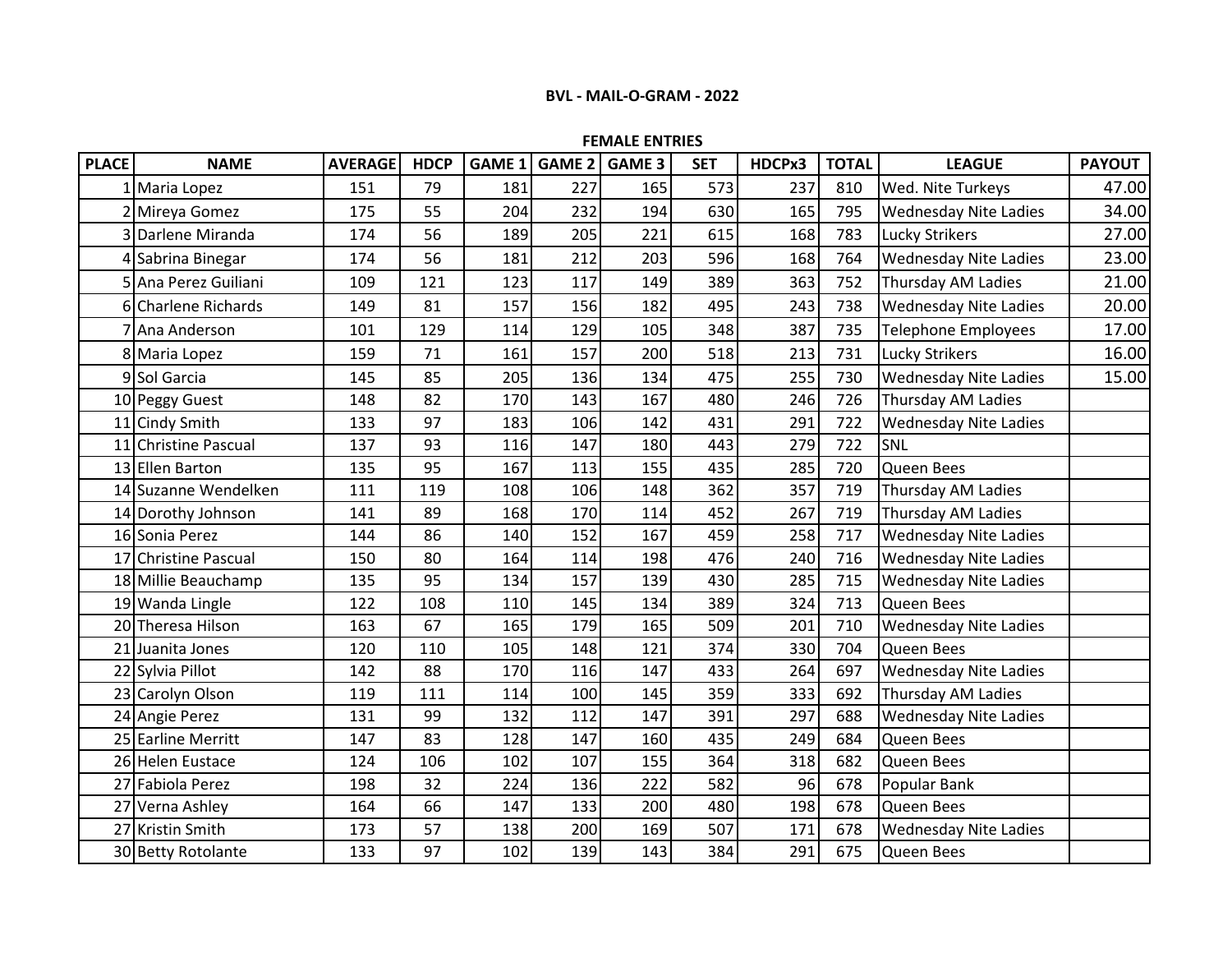**BVL - MAIL-O-GRAM - 2022**

**FEMALE ENTRIES**

| PLACE | NAME | AVERAGE | HDCP | GAME 1 | GAME 2 | GAME 3 | SET | HDCPx3 | TOTAL | LEAGUE | PAYOUT |
|---|---|---|---|---|---|---|---|---|---|---|---|
| 1 | Maria Lopez | 151 | 79 | 181 | 227 | 165 | 573 | 237 | 810 | Wed. Nite Turkeys | 47.00 |
| 2 | Mireya Gomez | 175 | 55 | 204 | 232 | 194 | 630 | 165 | 795 | Wednesday Nite Ladies | 34.00 |
| 3 | Darlene Miranda | 174 | 56 | 189 | 205 | 221 | 615 | 168 | 783 | Lucky Strikers | 27.00 |
| 4 | Sabrina Binegar | 174 | 56 | 181 | 212 | 203 | 596 | 168 | 764 | Wednesday Nite Ladies | 23.00 |
| 5 | Ana Perez Guiliani | 109 | 121 | 123 | 117 | 149 | 389 | 363 | 752 | Thursday AM Ladies | 21.00 |
| 6 | Charlene Richards | 149 | 81 | 157 | 156 | 182 | 495 | 243 | 738 | Wednesday Nite Ladies | 20.00 |
| 7 | Ana Anderson | 101 | 129 | 114 | 129 | 105 | 348 | 387 | 735 | Telephone Employees | 17.00 |
| 8 | Maria Lopez | 159 | 71 | 161 | 157 | 200 | 518 | 213 | 731 | Lucky Strikers | 16.00 |
| 9 | Sol Garcia | 145 | 85 | 205 | 136 | 134 | 475 | 255 | 730 | Wednesday Nite Ladies | 15.00 |
| 10 | Peggy Guest | 148 | 82 | 170 | 143 | 167 | 480 | 246 | 726 | Thursday AM Ladies | |
| 11 | Cindy Smith | 133 | 97 | 183 | 106 | 142 | 431 | 291 | 722 | Wednesday Nite Ladies | |
| 11 | Christine Pascual | 137 | 93 | 116 | 147 | 180 | 443 | 279 | 722 | SNL | |
| 13 | Ellen Barton | 135 | 95 | 167 | 113 | 155 | 435 | 285 | 720 | Queen Bees | |
| 14 | Suzanne Wendelken | 111 | 119 | 108 | 106 | 148 | 362 | 357 | 719 | Thursday AM Ladies | |
| 14 | Dorothy Johnson | 141 | 89 | 168 | 170 | 114 | 452 | 267 | 719 | Thursday AM Ladies | |
| 16 | Sonia Perez | 144 | 86 | 140 | 152 | 167 | 459 | 258 | 717 | Wednesday Nite Ladies | |
| 17 | Christine Pascual | 150 | 80 | 164 | 114 | 198 | 476 | 240 | 716 | Wednesday Nite Ladies | |
| 18 | Millie Beauchamp | 135 | 95 | 134 | 157 | 139 | 430 | 285 | 715 | Wednesday Nite Ladies | |
| 19 | Wanda Lingle | 122 | 108 | 110 | 145 | 134 | 389 | 324 | 713 | Queen Bees | |
| 20 | Theresa Hilson | 163 | 67 | 165 | 179 | 165 | 509 | 201 | 710 | Wednesday Nite Ladies | |
| 21 | Juanita Jones | 120 | 110 | 105 | 148 | 121 | 374 | 330 | 704 | Queen Bees | |
| 22 | Sylvia Pillot | 142 | 88 | 170 | 116 | 147 | 433 | 264 | 697 | Wednesday Nite Ladies | |
| 23 | Carolyn Olson | 119 | 111 | 114 | 100 | 145 | 359 | 333 | 692 | Thursday AM Ladies | |
| 24 | Angie Perez | 131 | 99 | 132 | 112 | 147 | 391 | 297 | 688 | Wednesday Nite Ladies | |
| 25 | Earline Merritt | 147 | 83 | 128 | 147 | 160 | 435 | 249 | 684 | Queen Bees | |
| 26 | Helen Eustace | 124 | 106 | 102 | 107 | 155 | 364 | 318 | 682 | Queen Bees | |
| 27 | Fabiola Perez | 198 | 32 | 224 | 136 | 222 | 582 | 96 | 678 | Popular Bank | |
| 27 | Verna Ashley | 164 | 66 | 147 | 133 | 200 | 480 | 198 | 678 | Queen Bees | |
| 27 | Kristin Smith | 173 | 57 | 138 | 200 | 169 | 507 | 171 | 678 | Wednesday Nite Ladies | |
| 30 | Betty Rotolante | 133 | 97 | 102 | 139 | 143 | 384 | 291 | 675 | Queen Bees | |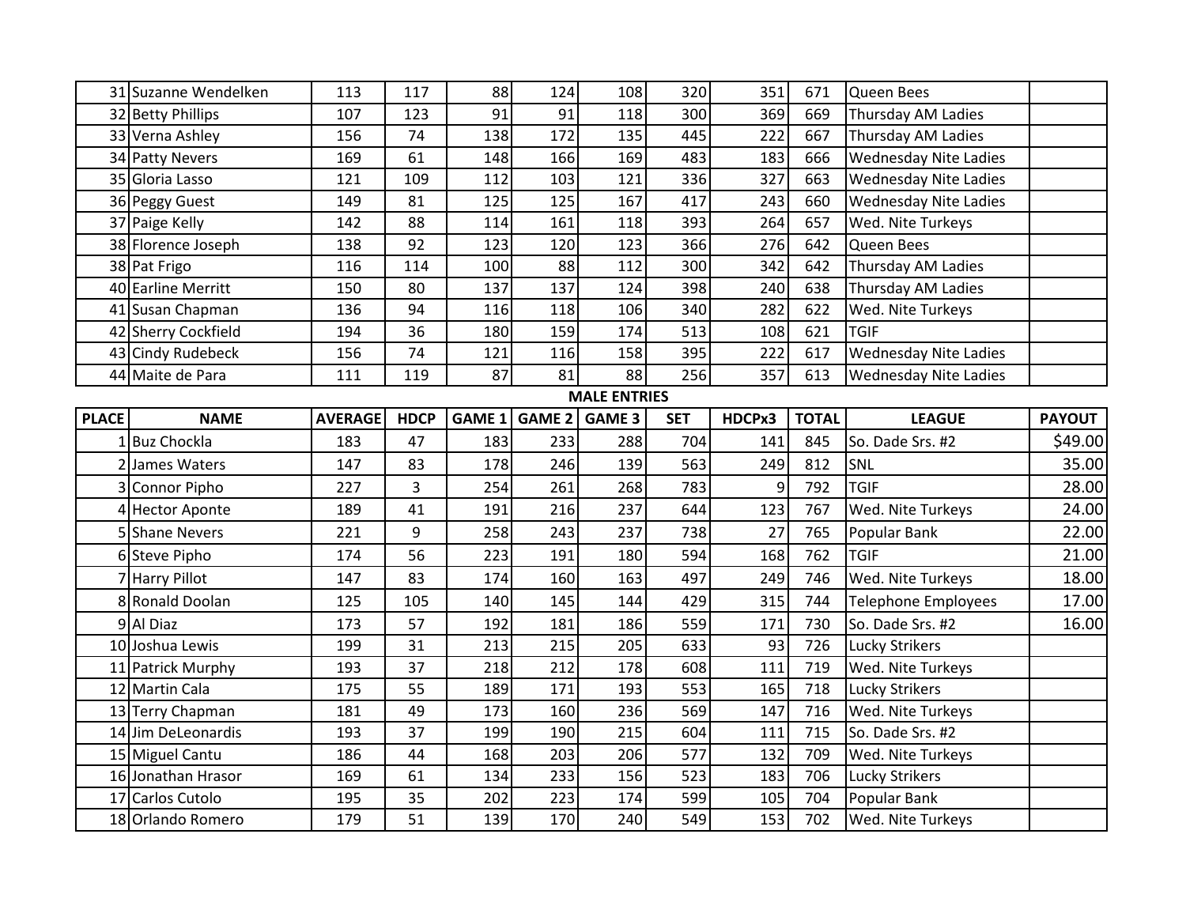| | | | | | | | | | | | |
|---|---|---|---|---|---|---|---|---|---|---|---|
| 31 | Suzanne Wendelken | 113 | 117 | 88 | 124 | 108 | 320 | 351 | 671 | Queen Bees | |
| 32 | Betty Phillips | 107 | 123 | 91 | 91 | 118 | 300 | 369 | 669 | Thursday AM Ladies | |
| 33 | Verna Ashley | 156 | 74 | 138 | 172 | 135 | 445 | 222 | 667 | Thursday AM Ladies | |
| 34 | Patty Nevers | 169 | 61 | 148 | 166 | 169 | 483 | 183 | 666 | Wednesday Nite Ladies | |
| 35 | Gloria Lasso | 121 | 109 | 112 | 103 | 121 | 336 | 327 | 663 | Wednesday Nite Ladies | |
| 36 | Peggy Guest | 149 | 81 | 125 | 125 | 167 | 417 | 243 | 660 | Wednesday Nite Ladies | |
| 37 | Paige Kelly | 142 | 88 | 114 | 161 | 118 | 393 | 264 | 657 | Wed. Nite Turkeys | |
| 38 | Florence Joseph | 138 | 92 | 123 | 120 | 123 | 366 | 276 | 642 | Queen Bees | |
| 38 | Pat Frigo | 116 | 114 | 100 | 88 | 112 | 300 | 342 | 642 | Thursday AM Ladies | |
| 40 | Earline Merritt | 150 | 80 | 137 | 137 | 124 | 398 | 240 | 638 | Thursday AM Ladies | |
| 41 | Susan Chapman | 136 | 94 | 116 | 118 | 106 | 340 | 282 | 622 | Wed. Nite Turkeys | |
| 42 | Sherry Cockfield | 194 | 36 | 180 | 159 | 174 | 513 | 108 | 621 | TGIF | |
| 43 | Cindy Rudebeck | 156 | 74 | 121 | 116 | 158 | 395 | 222 | 617 | Wednesday Nite Ladies | |
| 44 | Maite de Para | 111 | 119 | 87 | 81 | 88 | 256 | 357 | 613 | Wednesday Nite Ladies | |

**MALE ENTRIES**

| PLACE | NAME | AVERAGE | HDCP | GAME 1 | GAME 2 | GAME 3 | SET | HDCPx3 | TOTAL | LEAGUE | PAYOUT |
|---|---|---|---|---|---|---|---|---|---|---|---|
| 1 | Buz Chockla | 183 | 47 | 183 | 233 | 288 | 704 | 141 | 845 | So. Dade Srs. #2 | $49.00 |
| 2 | James Waters | 147 | 83 | 178 | 246 | 139 | 563 | 249 | 812 | SNL | 35.00 |
| 3 | Connor Pipho | 227 | 3 | 254 | 261 | 268 | 783 | 9 | 792 | TGIF | 28.00 |
| 4 | Hector Aponte | 189 | 41 | 191 | 216 | 237 | 644 | 123 | 767 | Wed. Nite Turkeys | 24.00 |
| 5 | Shane Nevers | 221 | 9 | 258 | 243 | 237 | 738 | 27 | 765 | Popular Bank | 22.00 |
| 6 | Steve Pipho | 174 | 56 | 223 | 191 | 180 | 594 | 168 | 762 | TGIF | 21.00 |
| 7 | Harry Pillot | 147 | 83 | 174 | 160 | 163 | 497 | 249 | 746 | Wed. Nite Turkeys | 18.00 |
| 8 | Ronald Doolan | 125 | 105 | 140 | 145 | 144 | 429 | 315 | 744 | Telephone Employees | 17.00 |
| 9 | Al Diaz | 173 | 57 | 192 | 181 | 186 | 559 | 171 | 730 | So. Dade Srs. #2 | 16.00 |
| 10 | Joshua Lewis | 199 | 31 | 213 | 215 | 205 | 633 | 93 | 726 | Lucky Strikers | |
| 11 | Patrick Murphy | 193 | 37 | 218 | 212 | 178 | 608 | 111 | 719 | Wed. Nite Turkeys | |
| 12 | Martin Cala | 175 | 55 | 189 | 171 | 193 | 553 | 165 | 718 | Lucky Strikers | |
| 13 | Terry Chapman | 181 | 49 | 173 | 160 | 236 | 569 | 147 | 716 | Wed. Nite Turkeys | |
| 14 | Jim DeLeonardis | 193 | 37 | 199 | 190 | 215 | 604 | 111 | 715 | So. Dade Srs. #2 | |
| 15 | Miguel Cantu | 186 | 44 | 168 | 203 | 206 | 577 | 132 | 709 | Wed. Nite Turkeys | |
| 16 | Jonathan Hrasor | 169 | 61 | 134 | 233 | 156 | 523 | 183 | 706 | Lucky Strikers | |
| 17 | Carlos Cutolo | 195 | 35 | 202 | 223 | 174 | 599 | 105 | 704 | Popular Bank | |
| 18 | Orlando Romero | 179 | 51 | 139 | 170 | 240 | 549 | 153 | 702 | Wed. Nite Turkeys | |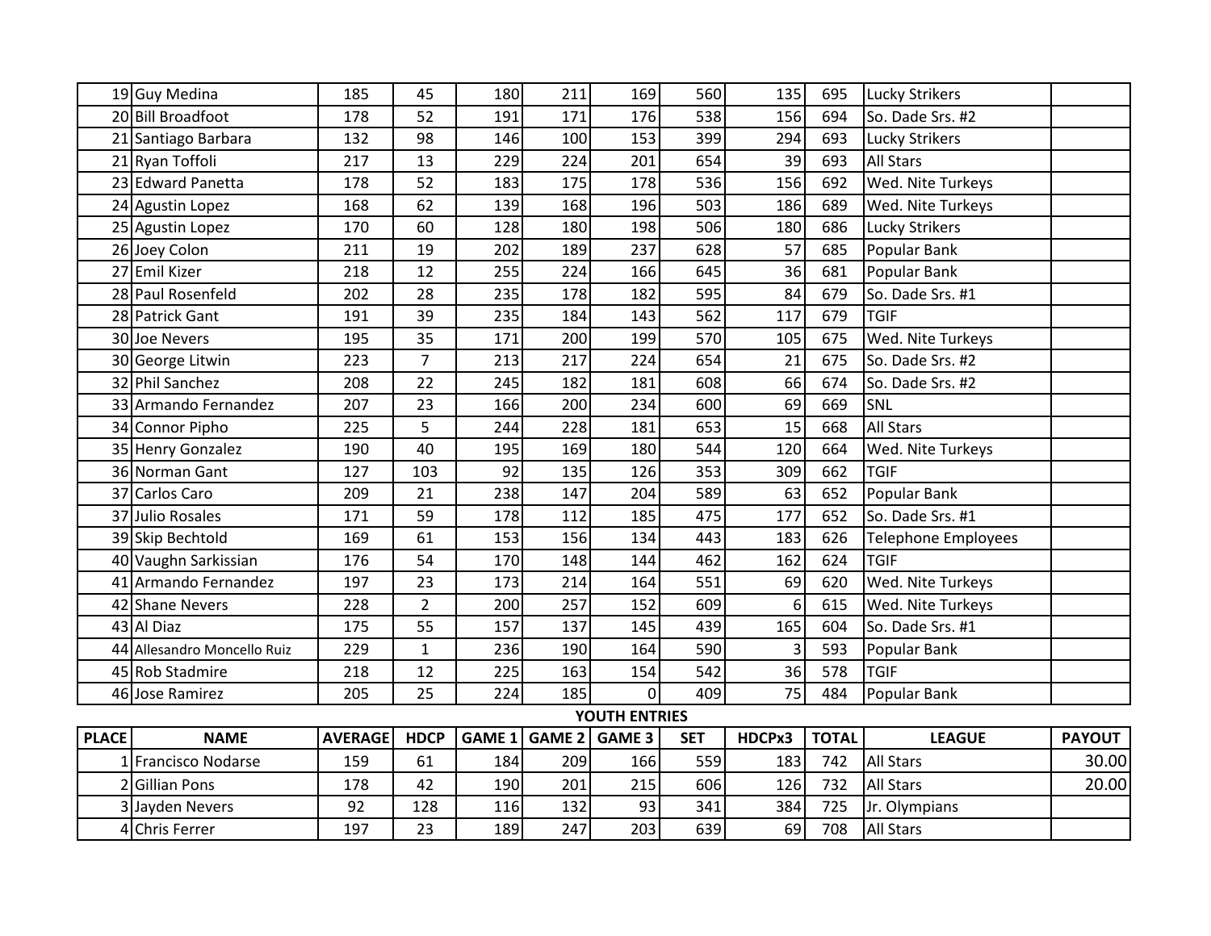| PLACE | NAME | AVERAGE | HDCP | GAME 1 | GAME 2 | GAME 3 | SET | HDCPx3 | TOTAL | LEAGUE | PAYOUT |
|---|---|---|---|---|---|---|---|---|---|---|---|
| 19 | Guy Medina | 185 | 45 | 180 | 211 | 169 | 560 | 135 | 695 | Lucky Strikers | |
| 20 | Bill Broadfoot | 178 | 52 | 191 | 171 | 176 | 538 | 156 | 694 | So. Dade Srs. #2 | |
| 21 | Santiago Barbara | 132 | 98 | 146 | 100 | 153 | 399 | 294 | 693 | Lucky Strikers | |
| 21 | Ryan Toffoli | 217 | 13 | 229 | 224 | 201 | 654 | 39 | 693 | All Stars | |
| 23 | Edward Panetta | 178 | 52 | 183 | 175 | 178 | 536 | 156 | 692 | Wed. Nite Turkeys | |
| 24 | Agustin Lopez | 168 | 62 | 139 | 168 | 196 | 503 | 186 | 689 | Wed. Nite Turkeys | |
| 25 | Agustin Lopez | 170 | 60 | 128 | 180 | 198 | 506 | 180 | 686 | Lucky Strikers | |
| 26 | Joey Colon | 211 | 19 | 202 | 189 | 237 | 628 | 57 | 685 | Popular Bank | |
| 27 | Emil Kizer | 218 | 12 | 255 | 224 | 166 | 645 | 36 | 681 | Popular Bank | |
| 28 | Paul Rosenfeld | 202 | 28 | 235 | 178 | 182 | 595 | 84 | 679 | So. Dade Srs. #1 | |
| 28 | Patrick Gant | 191 | 39 | 235 | 184 | 143 | 562 | 117 | 679 | TGIF | |
| 30 | Joe Nevers | 195 | 35 | 171 | 200 | 199 | 570 | 105 | 675 | Wed. Nite Turkeys | |
| 30 | George Litwin | 223 | 7 | 213 | 217 | 224 | 654 | 21 | 675 | So. Dade Srs. #2 | |
| 32 | Phil Sanchez | 208 | 22 | 245 | 182 | 181 | 608 | 66 | 674 | So. Dade Srs. #2 | |
| 33 | Armando Fernandez | 207 | 23 | 166 | 200 | 234 | 600 | 69 | 669 | SNL | |
| 34 | Connor Pipho | 225 | 5 | 244 | 228 | 181 | 653 | 15 | 668 | All Stars | |
| 35 | Henry Gonzalez | 190 | 40 | 195 | 169 | 180 | 544 | 120 | 664 | Wed. Nite Turkeys | |
| 36 | Norman Gant | 127 | 103 | 92 | 135 | 126 | 353 | 309 | 662 | TGIF | |
| 37 | Carlos Caro | 209 | 21 | 238 | 147 | 204 | 589 | 63 | 652 | Popular Bank | |
| 37 | Julio Rosales | 171 | 59 | 178 | 112 | 185 | 475 | 177 | 652 | So. Dade Srs. #1 | |
| 39 | Skip Bechtold | 169 | 61 | 153 | 156 | 134 | 443 | 183 | 626 | Telephone Employees | |
| 40 | Vaughn Sarkissian | 176 | 54 | 170 | 148 | 144 | 462 | 162 | 624 | TGIF | |
| 41 | Armando Fernandez | 197 | 23 | 173 | 214 | 164 | 551 | 69 | 620 | Wed. Nite Turkeys | |
| 42 | Shane Nevers | 228 | 2 | 200 | 257 | 152 | 609 | 6 | 615 | Wed. Nite Turkeys | |
| 43 | Al Diaz | 175 | 55 | 157 | 137 | 145 | 439 | 165 | 604 | So. Dade Srs. #1 | |
| 44 | Allesandro Moncello Ruiz | 229 | 1 | 236 | 190 | 164 | 590 | 3 | 593 | Popular Bank | |
| 45 | Rob Stadmire | 218 | 12 | 225 | 163 | 154 | 542 | 36 | 578 | TGIF | |
| 46 | Jose Ramirez | 205 | 25 | 224 | 185 | 0 | 409 | 75 | 484 | Popular Bank | |

**YOUTH ENTRIES**

| PLACE | NAME | AVERAGE | HDCP | GAME 1 | GAME 2 | GAME 3 | SET | HDCPx3 | TOTAL | LEAGUE | PAYOUT |
|---|---|---|---|---|---|---|---|---|---|---|---|
| 1 | Francisco Nodarse | 159 | 61 | 184 | 209 | 166 | 559 | 183 | 742 | All Stars | 30.00 |
| 2 | Gillian Pons | 178 | 42 | 190 | 201 | 215 | 606 | 126 | 732 | All Stars | 20.00 |
| 3 | Jayden Nevers | 92 | 128 | 116 | 132 | 93 | 341 | 384 | 725 | Jr. Olympians | |
| 4 | Chris Ferrer | 197 | 23 | 189 | 247 | 203 | 639 | 69 | 708 | All Stars | |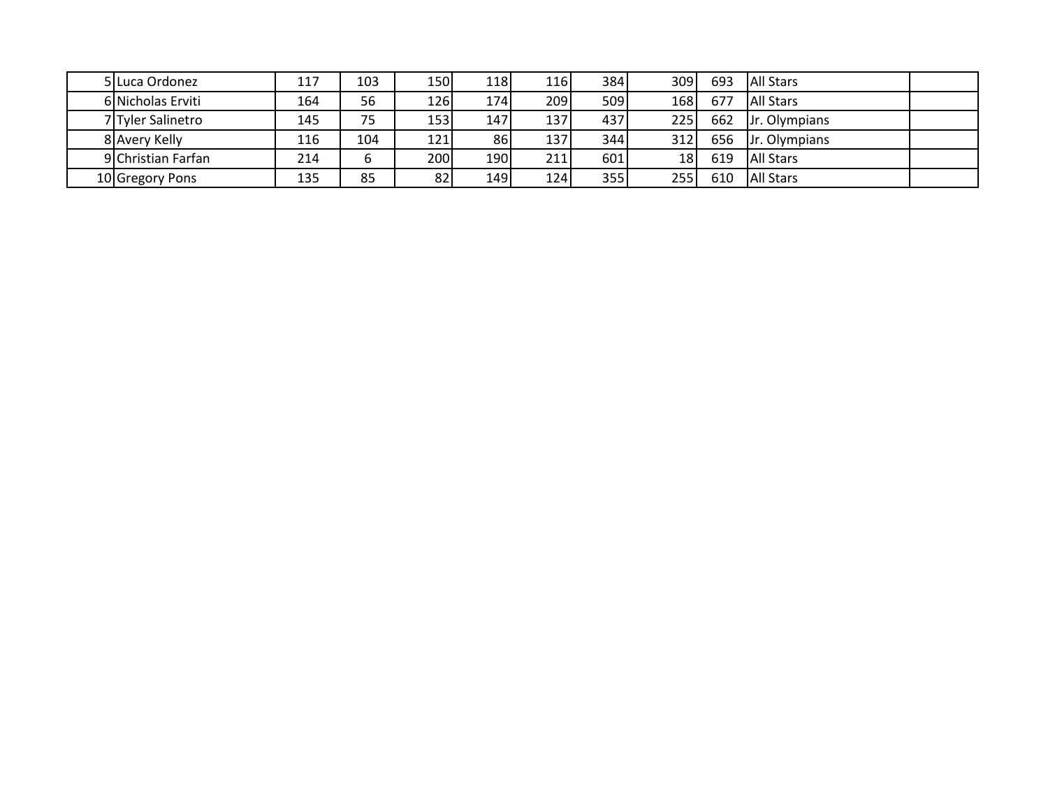| | | | | | | | | | | | |
|---|---|---|---|---|---|---|---|---|---|---|---|
| 5 | Luca Ordonez | 117 | 103 | 150 | 118 | 116 | 384 | 309 | 693 | All Stars | |
| 6 | Nicholas Erviti | 164 | 56 | 126 | 174 | 209 | 509 | 168 | 677 | All Stars | |
| 7 | Tyler Salinetro | 145 | 75 | 153 | 147 | 137 | 437 | 225 | 662 | Jr. Olympians | |
| 8 | Avery Kelly | 116 | 104 | 121 | 86 | 137 | 344 | 312 | 656 | Jr. Olympians | |
| 9 | Christian Farfan | 214 | 6 | 200 | 190 | 211 | 601 | 18 | 619 | All Stars | |
| 10 | Gregory Pons | 135 | 85 | 82 | 149 | 124 | 355 | 255 | 610 | All Stars | |